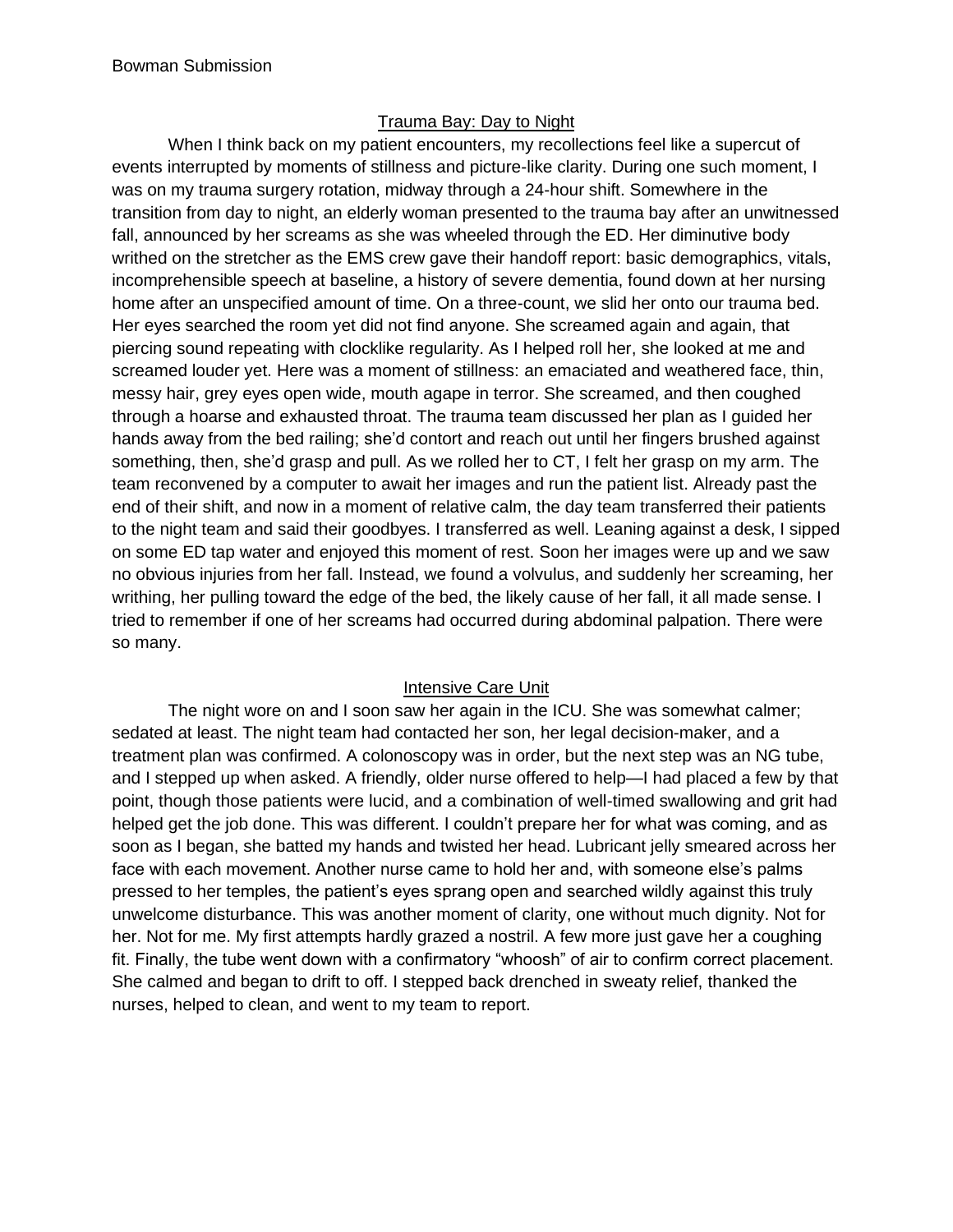Bowman Submission

## Trauma Bay: Day to Night

When I think back on my patient encounters, my recollections feel like a supercut of events interrupted by moments of stillness and picture-like clarity. During one such moment, I was on my trauma surgery rotation, midway through a 24-hour shift. Somewhere in the transition from day to night, an elderly woman presented to the trauma bay after an unwitnessed fall, announced by her screams as she was wheeled through the ED. Her diminutive body writhed on the stretcher as the EMS crew gave their handoff report: basic demographics, vitals, incomprehensible speech at baseline, a history of severe dementia, found down at her nursing home after an unspecified amount of time. On a three-count, we slid her onto our trauma bed. Her eyes searched the room yet did not find anyone. She screamed again and again, that piercing sound repeating with clocklike regularity. As I helped roll her, she looked at me and screamed louder yet. Here was a moment of stillness: an emaciated and weathered face, thin, messy hair, grey eyes open wide, mouth agape in terror. She screamed, and then coughed through a hoarse and exhausted throat. The trauma team discussed her plan as I guided her hands away from the bed railing; she'd contort and reach out until her fingers brushed against something, then, she'd grasp and pull. As we rolled her to CT, I felt her grasp on my arm. The team reconvened by a computer to await her images and run the patient list. Already past the end of their shift, and now in a moment of relative calm, the day team transferred their patients to the night team and said their goodbyes. I transferred as well. Leaning against a desk, I sipped on some ED tap water and enjoyed this moment of rest. Soon her images were up and we saw no obvious injuries from her fall. Instead, we found a volvulus, and suddenly her screaming, her writhing, her pulling toward the edge of the bed, the likely cause of her fall, it all made sense. I tried to remember if one of her screams had occurred during abdominal palpation. There were so many.

## Intensive Care Unit

The night wore on and I soon saw her again in the ICU. She was somewhat calmer; sedated at least. The night team had contacted her son, her legal decision-maker, and a treatment plan was confirmed. A colonoscopy was in order, but the next step was an NG tube, and I stepped up when asked. A friendly, older nurse offered to help—I had placed a few by that point, though those patients were lucid, and a combination of well-timed swallowing and grit had helped get the job done. This was different. I couldn't prepare her for what was coming, and as soon as I began, she batted my hands and twisted her head. Lubricant jelly smeared across her face with each movement. Another nurse came to hold her and, with someone else's palms pressed to her temples, the patient's eyes sprang open and searched wildly against this truly unwelcome disturbance. This was another moment of clarity, one without much dignity. Not for her. Not for me. My first attempts hardly grazed a nostril. A few more just gave her a coughing fit. Finally, the tube went down with a confirmatory "whoosh" of air to confirm correct placement. She calmed and began to drift to off. I stepped back drenched in sweaty relief, thanked the nurses, helped to clean, and went to my team to report.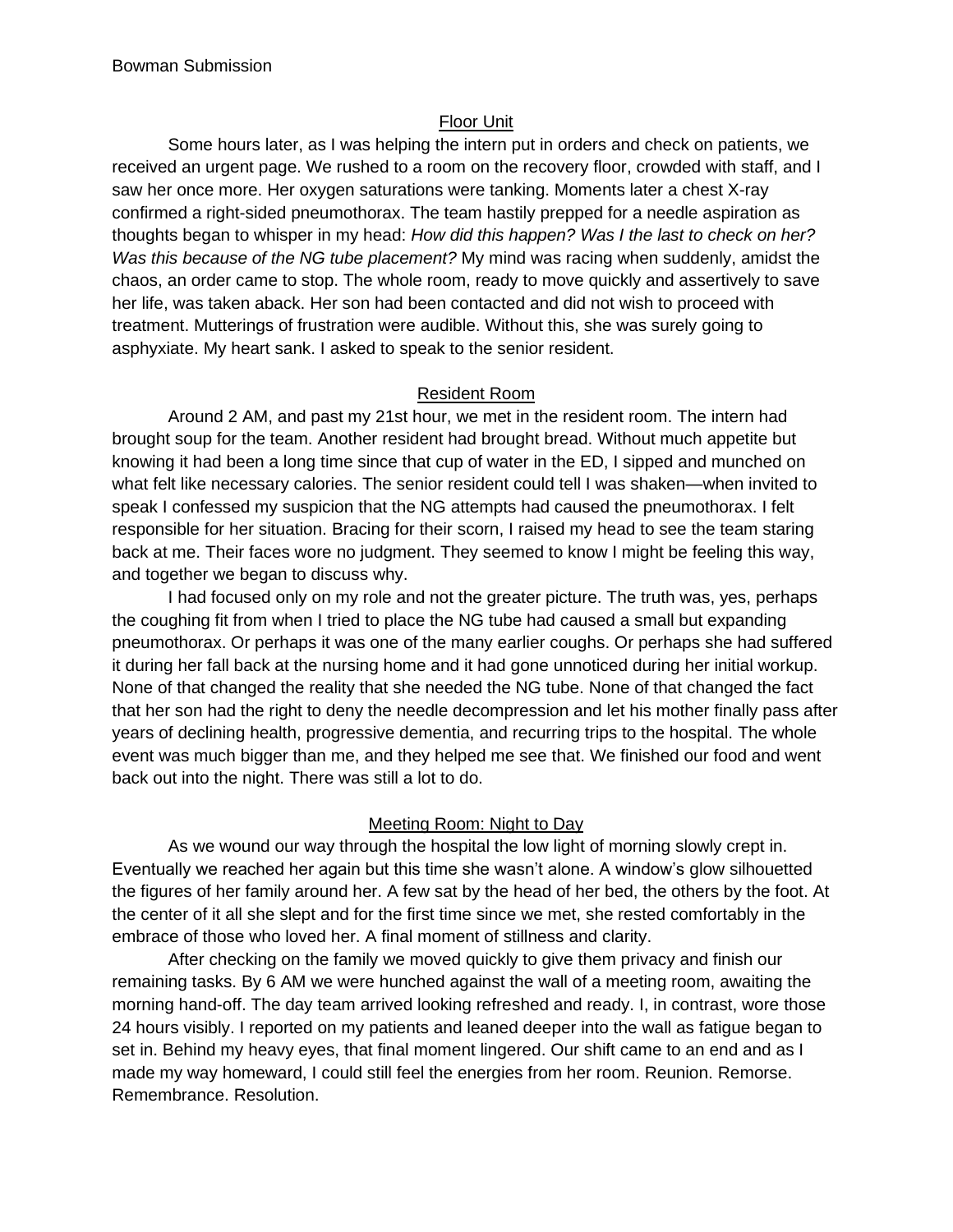## Floor Unit

Some hours later, as I was helping the intern put in orders and check on patients, we received an urgent page. We rushed to a room on the recovery floor, crowded with staff, and I saw her once more. Her oxygen saturations were tanking. Moments later a chest X-ray confirmed a right-sided pneumothorax. The team hastily prepped for a needle aspiration as thoughts began to whisper in my head: *How did this happen? Was I the last to check on her? Was this because of the NG tube placement?* My mind was racing when suddenly, amidst the chaos, an order came to stop. The whole room, ready to move quickly and assertively to save her life, was taken aback. Her son had been contacted and did not wish to proceed with treatment. Mutterings of frustration were audible. Without this, she was surely going to asphyxiate. My heart sank. I asked to speak to the senior resident.

## Resident Room

Around 2 AM, and past my 21st hour, we met in the resident room. The intern had brought soup for the team. Another resident had brought bread. Without much appetite but knowing it had been a long time since that cup of water in the ED, I sipped and munched on what felt like necessary calories. The senior resident could tell I was shaken—when invited to speak I confessed my suspicion that the NG attempts had caused the pneumothorax. I felt responsible for her situation. Bracing for their scorn, I raised my head to see the team staring back at me. Their faces wore no judgment. They seemed to know I might be feeling this way, and together we began to discuss why.

I had focused only on my role and not the greater picture. The truth was, yes, perhaps the coughing fit from when I tried to place the NG tube had caused a small but expanding pneumothorax. Or perhaps it was one of the many earlier coughs. Or perhaps she had suffered it during her fall back at the nursing home and it had gone unnoticed during her initial workup. None of that changed the reality that she needed the NG tube. None of that changed the fact that her son had the right to deny the needle decompression and let his mother finally pass after years of declining health, progressive dementia, and recurring trips to the hospital. The whole event was much bigger than me, and they helped me see that. We finished our food and went back out into the night. There was still a lot to do.

## Meeting Room: Night to Day

As we wound our way through the hospital the low light of morning slowly crept in. Eventually we reached her again but this time she wasn't alone. A window's glow silhouetted the figures of her family around her. A few sat by the head of her bed, the others by the foot. At the center of it all she slept and for the first time since we met, she rested comfortably in the embrace of those who loved her. A final moment of stillness and clarity.

After checking on the family we moved quickly to give them privacy and finish our remaining tasks. By 6 AM we were hunched against the wall of a meeting room, awaiting the morning hand-off. The day team arrived looking refreshed and ready. I, in contrast, wore those 24 hours visibly. I reported on my patients and leaned deeper into the wall as fatigue began to set in. Behind my heavy eyes, that final moment lingered. Our shift came to an end and as I made my way homeward, I could still feel the energies from her room. Reunion. Remorse. Remembrance. Resolution.